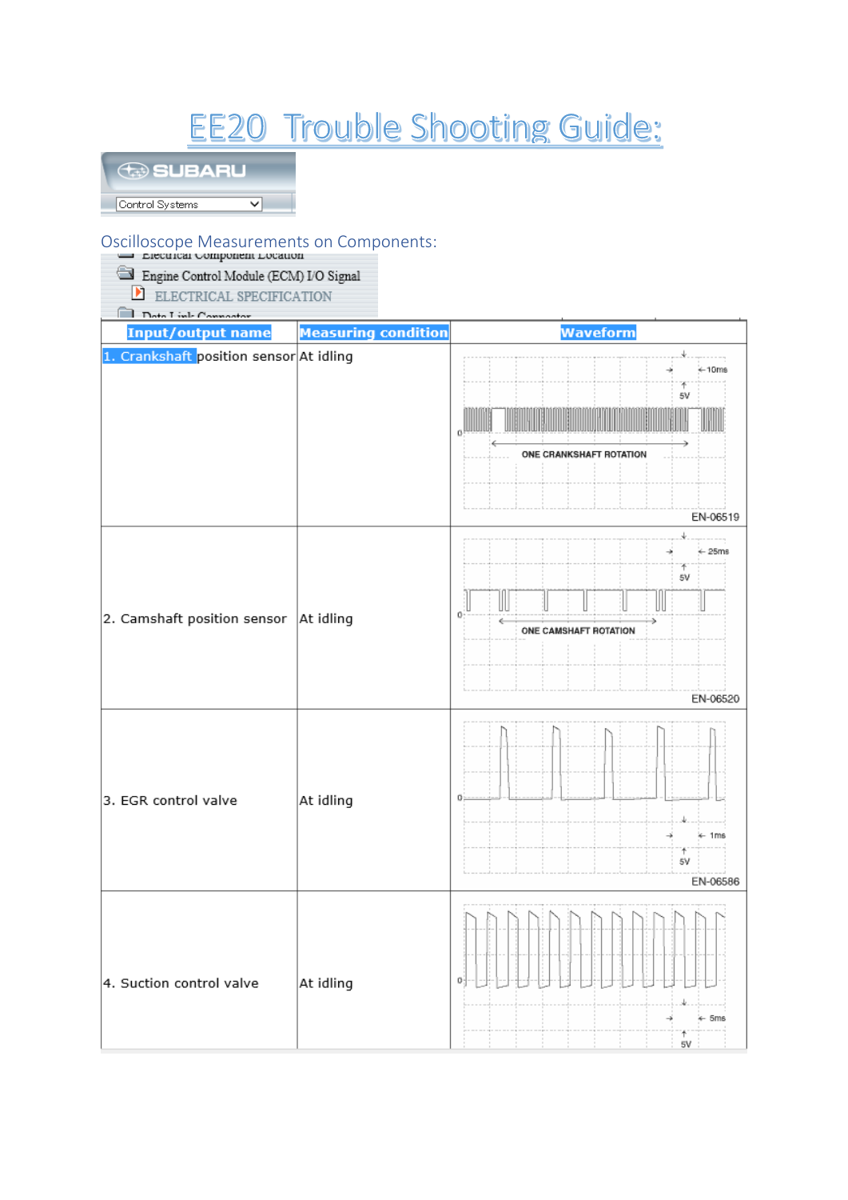# EE20 Trouble Shooting Guide:

SUBARU

Control Systems

## Oscilloscope Measurements on Components:

Electrical Component Location

Engine Control Module (ECM) I/O Signal

ELECTRICAL SPECIFICATION

Data Link Connector

| Input/output name | Measuring condition | Waveform |
|---|---|---|
| 1. Crankshaft position sensor | At idling | 10ms, 5V, 0, ONE CRANKSHAFT ROTATION, EN-06519 |
| 2. Camshaft position sensor | At idling | 25ms, 5V, 0, ONE CAMSHAFT ROTATION, EN-06520 |
| 3. EGR control valve | At idling | 0, 1ms, 5V, EN-06586 |
| 4. Suction control valve | At idling | 0, 5ms, 5V |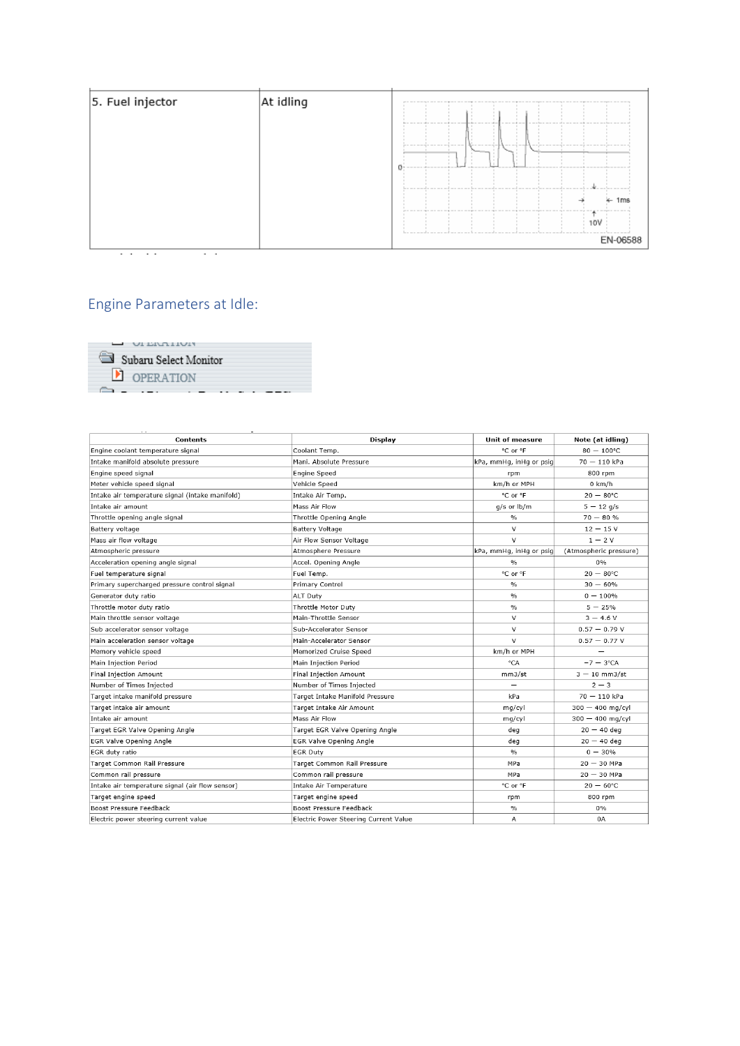| 5. Fuel injector | At idling | EN-06588 |
| --- | --- | --- |

## Engine Parameters at Idle:

Subaru Select Monitor

OPERATION

| Contents | Display | Unit of measure | Note (at idling) |
| --- | --- | --- | --- |
| Engine coolant temperature signal | Coolant Temp. | °C or °F | 80 — 100°C |
| Intake manifold absolute pressure | Mani. Absolute Pressure | kPa, mmHg, inHg or psig | 70 — 110 kPa |
| Engine speed signal | Engine Speed | rpm | 800 rpm |
| Meter vehicle speed signal | Vehicle Speed | km/h or MPH | 0 km/h |
| Intake air temperature signal (intake manifold) | Intake Air Temp. | °C or °F | 20 — 80°C |
| Intake air amount | Mass Air Flow | g/s or lb/m | 5 — 12 g/s |
| Throttle opening angle signal | Throttle Opening Angle | % | 70 — 80 % |
| Battery voltage | Battery Voltage | V | 12 — 15 V |
| Mass air flow voltage | Air Flow Sensor Voltage | V | 1 — 2 V |
| Atmospheric pressure | Atmosphere Pressure | kPa, mmHg, inHg or psig | (Atmospheric pressure) |
| Acceleration opening angle signal | Accel. Opening Angle | % | 0% |
| Fuel temperature signal | Fuel Temp. | °C or °F | 20 — 80°C |
| Primary supercharged pressure control signal | Primary Control | % | 30 — 60% |
| Generator duty ratio | ALT Duty | % | 0 — 100% |
| Throttle motor duty ratio | Throttle Motor Duty | % | 5 — 25% |
| Main throttle sensor voltage | Main-Throttle Sensor | V | 3 — 4.6 V |
| Sub accelerator sensor voltage | Sub-Accelerator Sensor | V | 0.57 — 0.79 V |
| Main acceleration sensor voltage | Main-Accelerator Sensor | V | 0.57 — 0.77 V |
| Memory vehicle speed | Memorized Cruise Speed | km/h or MPH | — |
| Main Injection Period | Main Injection Period | °CA | −7 — 3°CA |
| Final Injection Amount | Final Injection Amount | mm3/st | 3 — 10 mm3/st |
| Number of Times Injected | Number of Times Injected | — | 2 — 3 |
| Target intake manifold pressure | Target Intake Manifold Pressure | kPa | 70 — 110 kPa |
| Target intake air amount | Target Intake Air Amount | mg/cyl | 300 — 400 mg/cyl |
| Intake air amount | Mass Air Flow | mg/cyl | 300 — 400 mg/cyl |
| Target EGR Valve Opening Angle | Target EGR Valve Opening Angle | deg | 20 — 40 deg |
| EGR Valve Opening Angle | EGR Valve Opening Angle | deg | 20 — 40 deg |
| EGR duty ratio | EGR Duty | % | 0 — 30% |
| Target Common Rail Pressure | Target Common Rail Pressure | MPa | 20 — 30 MPa |
| Common rail pressure | Common rail pressure | MPa | 20 — 30 MPa |
| Intake air temperature signal (air flow sensor) | Intake Air Temperature | °C or °F | 20 — 60°C |
| Target engine speed | Target engine speed | rpm | 800 rpm |
| Boost Pressure Feedback | Boost Pressure Feedback | % | 0% |
| Electric power steering current value | Electric Power Steering Current Value | A | 0A |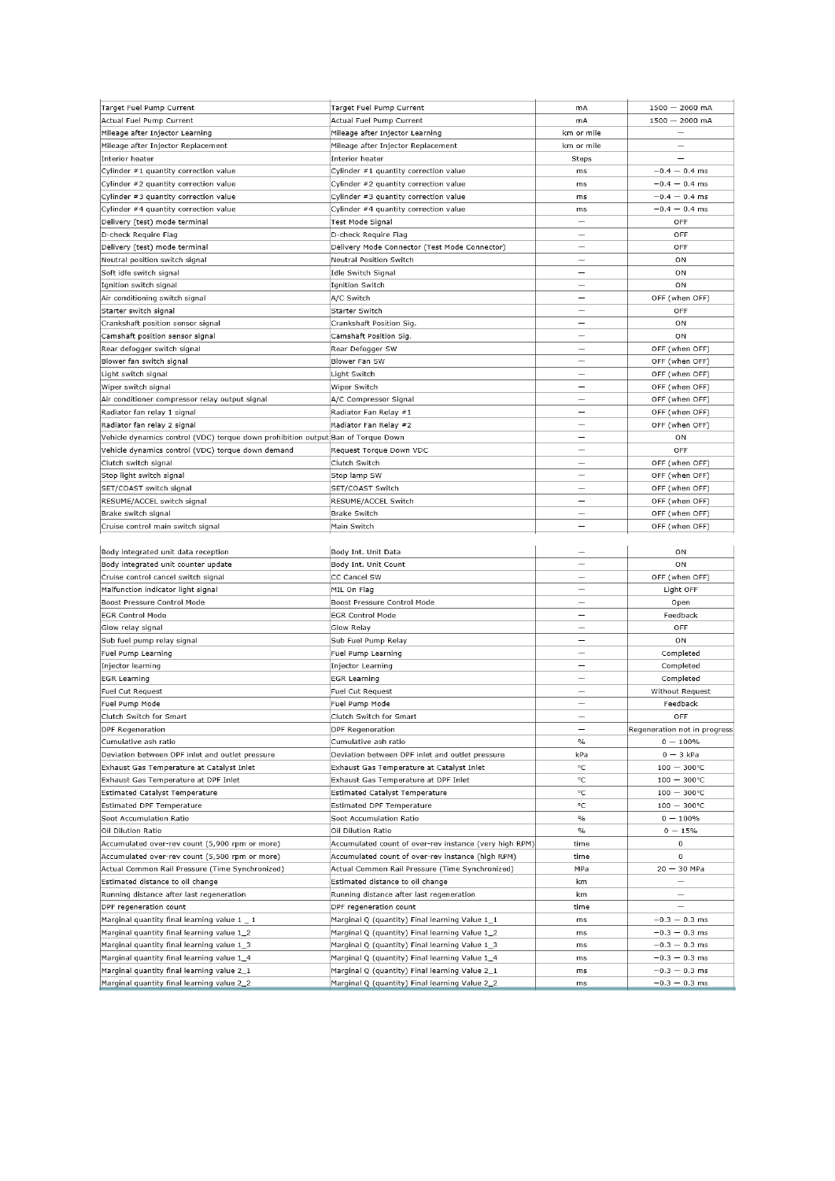| | | | |
|---|---|---|---|
| Target Fuel Pump Current | Target Fuel Pump Current | mA | 1500 — 2000 mA |
| Actual Fuel Pump Current | Actual Fuel Pump Current | mA | 1500 — 2000 mA |
| Mileage after Injector Learning | Mileage after Injector Learning | km or mile | — |
| Mileage after Injector Replacement | Mileage after Injector Replacement | km or mile | — |
| Interior heater | Interior heater | Steps | — |
| Cylinder #1 quantity correction value | Cylinder #1 quantity correction value | ms | −0.4 — 0.4 ms |
| Cylinder #2 quantity correction value | Cylinder #2 quantity correction value | ms | −0.4 — 0.4 ms |
| Cylinder #3 quantity correction value | Cylinder #3 quantity correction value | ms | −0.4 — 0.4 ms |
| Cylinder #4 quantity correction value | Cylinder #4 quantity correction value | ms | −0.4 — 0.4 ms |
| Delivery (test) mode terminal | Test Mode Signal | — | OFF |
| D-check Require Flag | D-check Require Flag | — | OFF |
| Delivery (test) mode terminal | Delivery Mode Connector (Test Mode Connector) | — | OFF |
| Neutral position switch signal | Neutral Position Switch | — | ON |
| Soft idle switch signal | Idle Switch Signal | — | ON |
| Ignition switch signal | Ignition Switch | — | ON |
| Air conditioning switch signal | A/C Switch | — | OFF (when OFF) |
| Starter switch signal | Starter Switch | — | OFF |
| Crankshaft position sensor signal | Crankshaft Position Sig. | — | ON |
| Camshaft position sensor signal | Camshaft Position Sig. | — | ON |
| Rear defogger switch signal | Rear Defogger SW | — | OFF (when OFF) |
| Blower fan switch signal | Blower Fan SW | — | OFF (when OFF) |
| Light switch signal | Light Switch | — | OFF (when OFF) |
| Wiper switch signal | Wiper Switch | — | OFF (when OFF) |
| Air conditioner compressor relay output signal | A/C Compressor Signal | — | OFF (when OFF) |
| Radiator fan relay 1 signal | Radiator Fan Relay #1 | — | OFF (when OFF) |
| Radiator fan relay 2 signal | Radiator Fan Relay #2 | — | OFF (when OFF) |
| Vehicle dynamics control (VDC) torque down prohibition output | Ban of Torque Down | — | ON |
| Vehicle dynamics control (VDC) torque down demand | Request Torque Down VDC | — | OFF |
| Clutch switch signal | Clutch Switch | — | OFF (when OFF) |
| Stop light switch signal | Stop lamp SW | — | OFF (when OFF) |
| SET/COAST switch signal | SET/COAST Switch | — | OFF (when OFF) |
| RESUME/ACCEL switch signal | RESUME/ACCEL Switch | — | OFF (when OFF) |
| Brake switch signal | Brake Switch | — | OFF (when OFF) |
| Cruise control main switch signal | Main Switch | — | OFF (when OFF) |
| Body integrated unit data reception | Body Int. Unit Data | — | ON |
| Body integrated unit counter update | Body Int. Unit Count | — | ON |
| Cruise control cancel switch signal | CC Cancel SW | — | OFF (when OFF) |
| Malfunction indicator light signal | MIL On Flag | — | Light OFF |
| Boost Pressure Control Mode | Boost Pressure Control Mode | — | Open |
| EGR Control Mode | EGR Control Mode | — | Feedback |
| Glow relay signal | Glow Relay | — | OFF |
| Sub fuel pump relay signal | Sub Fuel Pump Relay | — | ON |
| Fuel Pump Learning | Fuel Pump Learning | — | Completed |
| Injector learning | Injector Learning | — | Completed |
| EGR Learning | EGR Learning | — | Completed |
| Fuel Cut Request | Fuel Cut Request | — | Without Request |
| Fuel Pump Mode | Fuel Pump Mode | — | Feedback |
| Clutch Switch for Smart | Clutch Switch for Smart | — | OFF |
| DPF Regeneration | DPF Regeneration | — | Regeneration not in progress |
| Cumulative ash ratio | Cumulative ash ratio | % | 0 — 100% |
| Deviation between DPF inlet and outlet pressure | Deviation between DPF inlet and outlet pressure | kPa | 0 — 3 kPa |
| Exhaust Gas Temperature at Catalyst Inlet | Exhaust Gas Temperature at Catalyst Inlet | °C | 100 — 300°C |
| Exhaust Gas Temperature at DPF Inlet | Exhaust Gas Temperature at DPF Inlet | °C | 100 — 300°C |
| Estimated Catalyst Temperature | Estimated Catalyst Temperature | °C | 100 — 300°C |
| Estimated DPF Temperature | Estimated DPF Temperature | °C | 100 — 300°C |
| Soot Accumulation Ratio | Soot Accumulation Ratio | % | 0 — 100% |
| Oil Dilution Ratio | Oil Dilution Ratio | % | 0 — 15% |
| Accumulated over-rev count (5,900 rpm or more) | Accumulated count of over-rev instance (very high RPM) | time | 0 |
| Accumulated over-rev count (5,500 rpm or more) | Accumulated count of over-rev instance (high RPM) | time | 0 |
| Actual Common Rail Pressure (Time Synchronized) | Actual Common Rail Pressure (Time Synchronized) | MPa | 20 — 30 MPa |
| Estimated distance to oil change | Estimated distance to oil change | km | — |
| Running distance after last regeneration | Running distance after last regeneration | km | — |
| DPF regeneration count | DPF regeneration count | time | — |
| Marginal quantity final learning value 1 _ 1 | Marginal Q (quantity) Final learning Value 1_1 | ms | −0.3 — 0.3 ms |
| Marginal quantity final learning value 1_2 | Marginal Q (quantity) Final learning Value 1_2 | ms | −0.3 — 0.3 ms |
| Marginal quantity final learning value 1_3 | Marginal Q (quantity) Final learning Value 1_3 | ms | −0.3 — 0.3 ms |
| Marginal quantity final learning value 1_4 | Marginal Q (quantity) Final learning Value 1_4 | ms | −0.3 — 0.3 ms |
| Marginal quantity final learning value 2_1 | Marginal Q (quantity) Final learning Value 2_1 | ms | −0.3 — 0.3 ms |
| Marginal quantity final learning value 2_2 | Marginal Q (quantity) Final learning Value 2_2 | ms | −0.3 — 0.3 ms |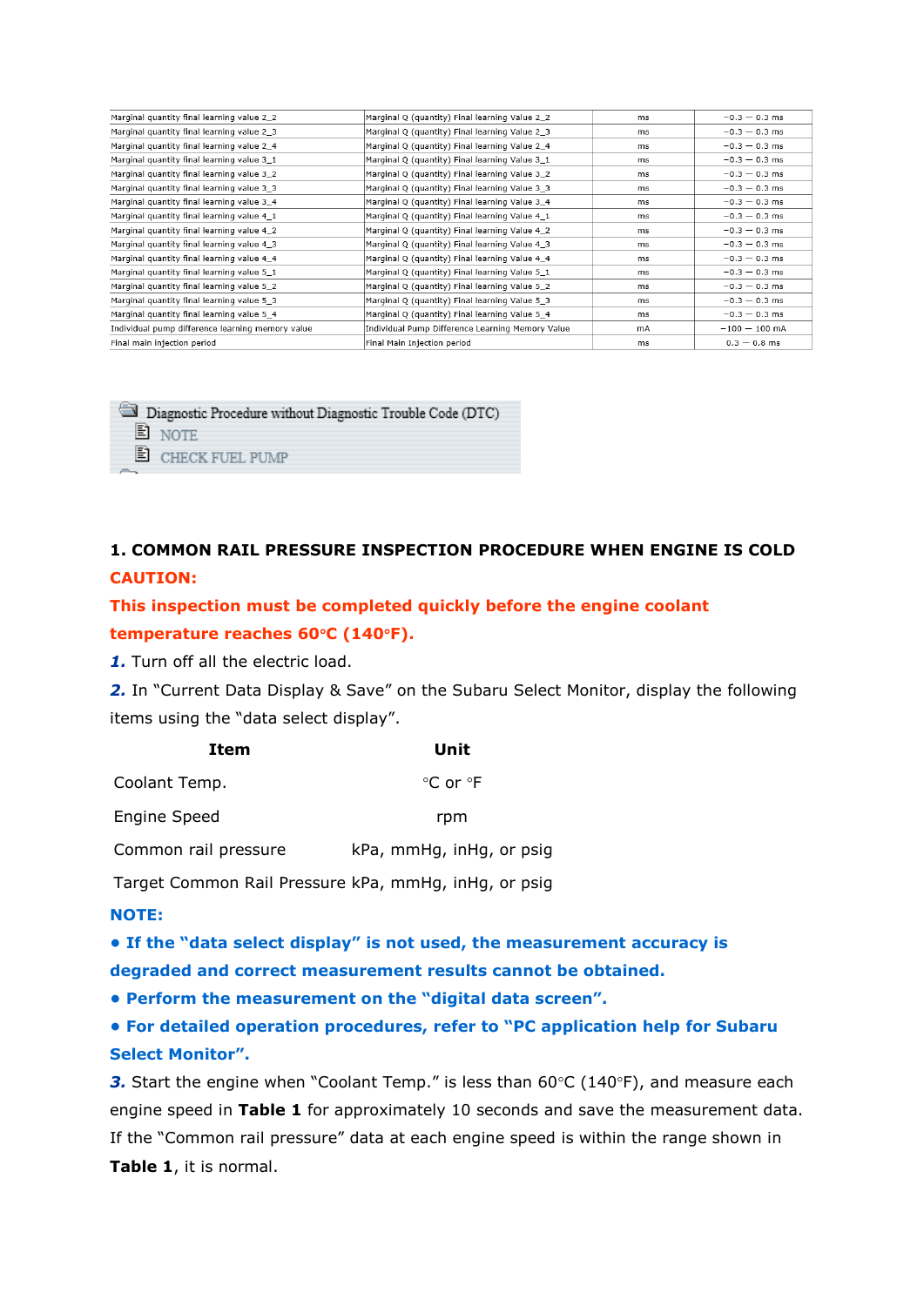| | | | |
|---|---|---|---|
| Marginal quantity final learning value 2_2 | Marginal Q (quantity) Final learning Value 2_2 | ms | −0.3 — 0.3 ms |
| Marginal quantity final learning value 2_3 | Marginal Q (quantity) Final learning Value 2_3 | ms | −0.3 — 0.3 ms |
| Marginal quantity final learning value 2_4 | Marginal Q (quantity) Final learning Value 2_4 | ms | −0.3 — 0.3 ms |
| Marginal quantity final learning value 3_1 | Marginal Q (quantity) Final learning Value 3_1 | ms | −0.3 — 0.3 ms |
| Marginal quantity final learning value 3_2 | Marginal Q (quantity) Final learning Value 3_2 | ms | −0.3 — 0.3 ms |
| Marginal quantity final learning value 3_3 | Marginal Q (quantity) Final learning Value 3_3 | ms | −0.3 — 0.3 ms |
| Marginal quantity final learning value 3_4 | Marginal Q (quantity) Final learning Value 3_4 | ms | −0.3 — 0.3 ms |
| Marginal quantity final learning value 4_1 | Marginal Q (quantity) Final learning Value 4_1 | ms | −0.3 — 0.3 ms |
| Marginal quantity final learning value 4_2 | Marginal Q (quantity) Final learning Value 4_2 | ms | −0.3 — 0.3 ms |
| Marginal quantity final learning value 4_3 | Marginal Q (quantity) Final learning Value 4_3 | ms | −0.3 — 0.3 ms |
| Marginal quantity final learning value 4_4 | Marginal Q (quantity) Final learning Value 4_4 | ms | −0.3 — 0.3 ms |
| Marginal quantity final learning value 5_1 | Marginal Q (quantity) Final learning Value 5_1 | ms | −0.3 — 0.3 ms |
| Marginal quantity final learning value 5_2 | Marginal Q (quantity) Final learning Value 5_2 | ms | −0.3 — 0.3 ms |
| Marginal quantity final learning value 5_3 | Marginal Q (quantity) Final learning Value 5_3 | ms | −0.3 — 0.3 ms |
| Marginal quantity final learning value 5_4 | Marginal Q (quantity) Final learning Value 5_4 | ms | −0.3 — 0.3 ms |
| Individual pump difference learning memory value | Individual Pump Difference Learning Memory Value | mA | −100 — 100 mA |
| Final main injection period | Final Main Injection period | ms | 0.3 — 0.8 ms |

Diagnostic Procedure without Diagnostic Trouble Code (DTC)

- NOTE
- CHECK FUEL PUMP

**1. COMMON RAIL PRESSURE INSPECTION PROCEDURE WHEN ENGINE IS COLD**

**CAUTION:**

**This inspection must be completed quickly before the engine coolant temperature reaches 60°C (140°F).**

***1.*** Turn off all the electric load.

***2.*** In "Current Data Display & Save" on the Subaru Select Monitor, display the following items using the "data select display".

| Item | Unit |
|---|---|
| Coolant Temp. | °C or °F |
| Engine Speed | rpm |
| Common rail pressure | kPa, mmHg, inHg, or psig |
| Target Common Rail Pressure | kPa, mmHg, inHg, or psig |

**NOTE:**

- **If the "data select display" is not used, the measurement accuracy is degraded and correct measurement results cannot be obtained.**
- **Perform the measurement on the "digital data screen".**
- **For detailed operation procedures, refer to "PC application help for Subaru Select Monitor".**

***3.*** Start the engine when "Coolant Temp." is less than 60°C (140°F), and measure each engine speed in **Table 1** for approximately 10 seconds and save the measurement data. If the "Common rail pressure" data at each engine speed is within the range shown in **Table 1**, it is normal.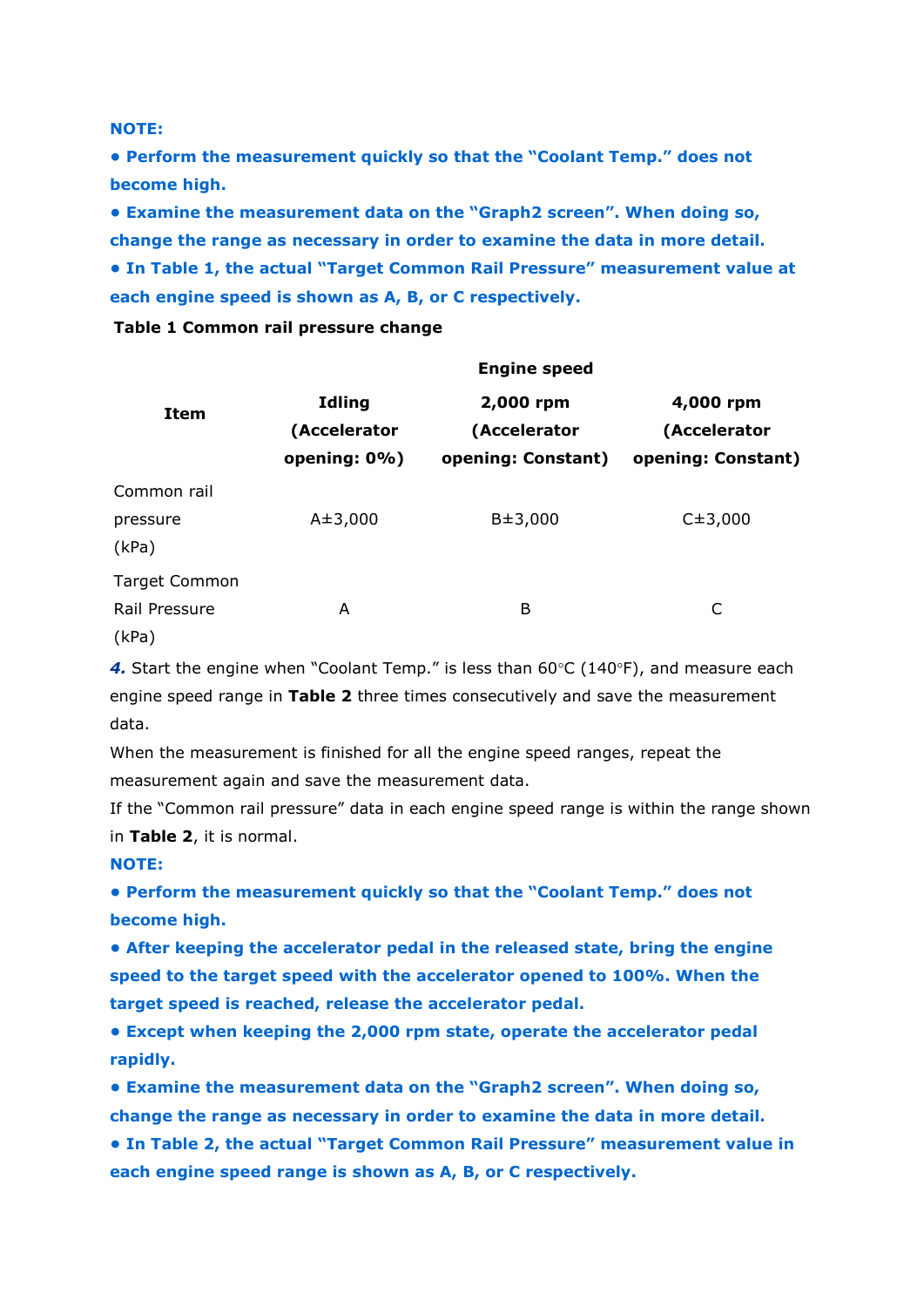**NOTE:**

- **Perform the measurement quickly so that the "Coolant Temp." does not become high.**
- **Examine the measurement data on the "Graph2 screen". When doing so, change the range as necessary in order to examine the data in more detail.**
- **In Table 1, the actual "Target Common Rail Pressure" measurement value at each engine speed is shown as A, B, or C respectively.**

**Table 1 Common rail pressure change**

| Item | Engine speed | | |
|---|---|---|---|
| | **Idling (Accelerator opening: 0%)** | **2,000 rpm (Accelerator opening: Constant)** | **4,000 rpm (Accelerator opening: Constant)** |
| Common rail pressure (kPa) | A±3,000 | B±3,000 | C±3,000 |
| Target Common Rail Pressure (kPa) | A | B | C |

***4.*** Start the engine when "Coolant Temp." is less than 60°C (140°F), and measure each engine speed range in **Table 2** three times consecutively and save the measurement data.

When the measurement is finished for all the engine speed ranges, repeat the measurement again and save the measurement data.

If the "Common rail pressure" data in each engine speed range is within the range shown in **Table 2**, it is normal.

**NOTE:**

- **Perform the measurement quickly so that the "Coolant Temp." does not become high.**
- **After keeping the accelerator pedal in the released state, bring the engine speed to the target speed with the accelerator opened to 100%. When the target speed is reached, release the accelerator pedal.**
- **Except when keeping the 2,000 rpm state, operate the accelerator pedal rapidly.**
- **Examine the measurement data on the "Graph2 screen". When doing so, change the range as necessary in order to examine the data in more detail.**
- **In Table 2, the actual "Target Common Rail Pressure" measurement value in each engine speed range is shown as A, B, or C respectively.**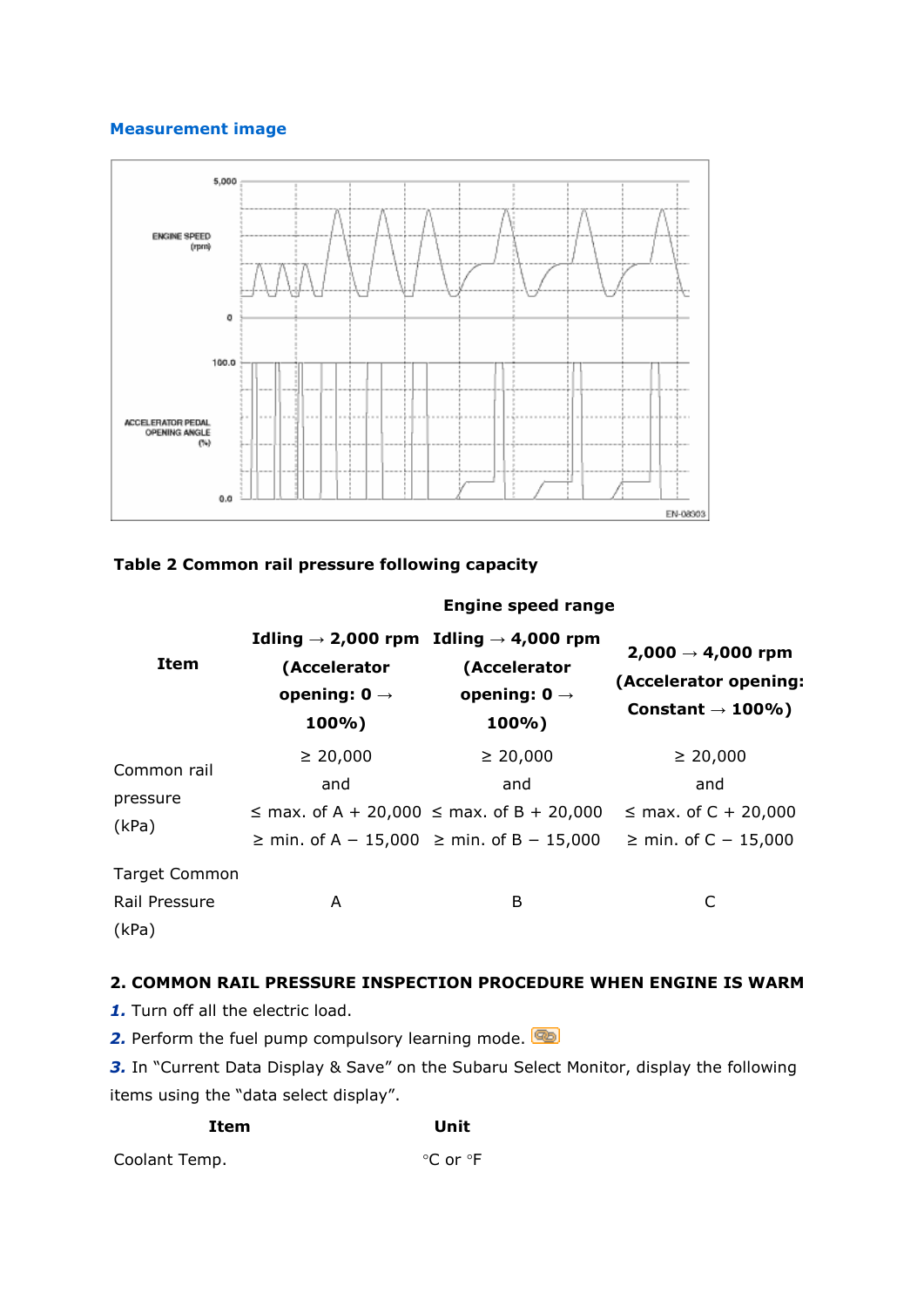**Measurement image**

**Table 2 Common rail pressure following capacity**

| Item | Engine speed range | | |
|---|---|---|---|
| | **Idling → 2,000 rpm (Accelerator opening: 0 → 100%)** | **Idling → 4,000 rpm (Accelerator opening: 0 → 100%)** | **2,000 → 4,000 rpm (Accelerator opening: Constant → 100%)** |
| Common rail pressure (kPa) | ≥ 20,000 and ≤ max. of A + 20,000 ≥ min. of A − 15,000 | ≥ 20,000 and ≤ max. of B + 20,000 ≥ min. of B − 15,000 | ≥ 20,000 and ≤ max. of C + 20,000 ≥ min. of C − 15,000 |
| Target Common Rail Pressure (kPa) | A | B | C |

**2. COMMON RAIL PRESSURE INSPECTION PROCEDURE WHEN ENGINE IS WARM**

***1.*** Turn off all the electric load.

***2.*** Perform the fuel pump compulsory learning mode.

***3.*** In "Current Data Display & Save" on the Subaru Select Monitor, display the following items using the "data select display".

| Item | Unit |
|---|---|
| Coolant Temp. | °C or °F |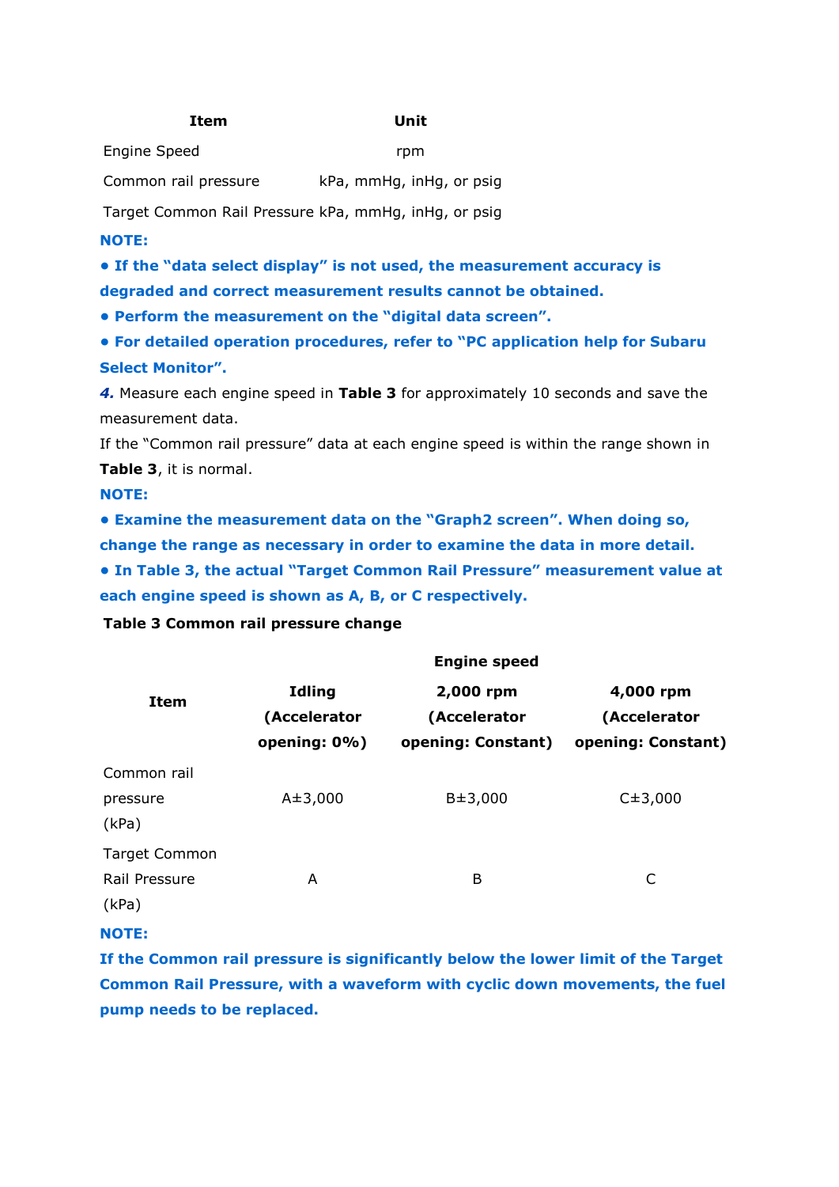| Item | Unit |
| --- | --- |
| Engine Speed | rpm |
| Common rail pressure | kPa, mmHg, inHg, or psig |
| Target Common Rail Pressure | kPa, mmHg, inHg, or psig |

**NOTE:**

- **If the "data select display" is not used, the measurement accuracy is degraded and correct measurement results cannot be obtained.**
- **Perform the measurement on the "digital data screen".**
- **For detailed operation procedures, refer to "PC application help for Subaru Select Monitor".**

***4.*** Measure each engine speed in **Table 3** for approximately 10 seconds and save the measurement data.

If the "Common rail pressure" data at each engine speed is within the range shown in **Table 3**, it is normal.

**NOTE:**

- **Examine the measurement data on the "Graph2 screen". When doing so, change the range as necessary in order to examine the data in more detail.**
- **In Table 3, the actual "Target Common Rail Pressure" measurement value at each engine speed is shown as A, B, or C respectively.**

**Table 3 Common rail pressure change**

| Item | Engine speed | | |
| --- | --- | --- | --- |
| | **Idling (Accelerator opening: 0%)** | **2,000 rpm (Accelerator opening: Constant)** | **4,000 rpm (Accelerator opening: Constant)** |
| Common rail pressure (kPa) | A±3,000 | B±3,000 | C±3,000 |
| Target Common Rail Pressure (kPa) | A | B | C |

**NOTE:**

**If the Common rail pressure is significantly below the lower limit of the Target Common Rail Pressure, with a waveform with cyclic down movements, the fuel pump needs to be replaced.**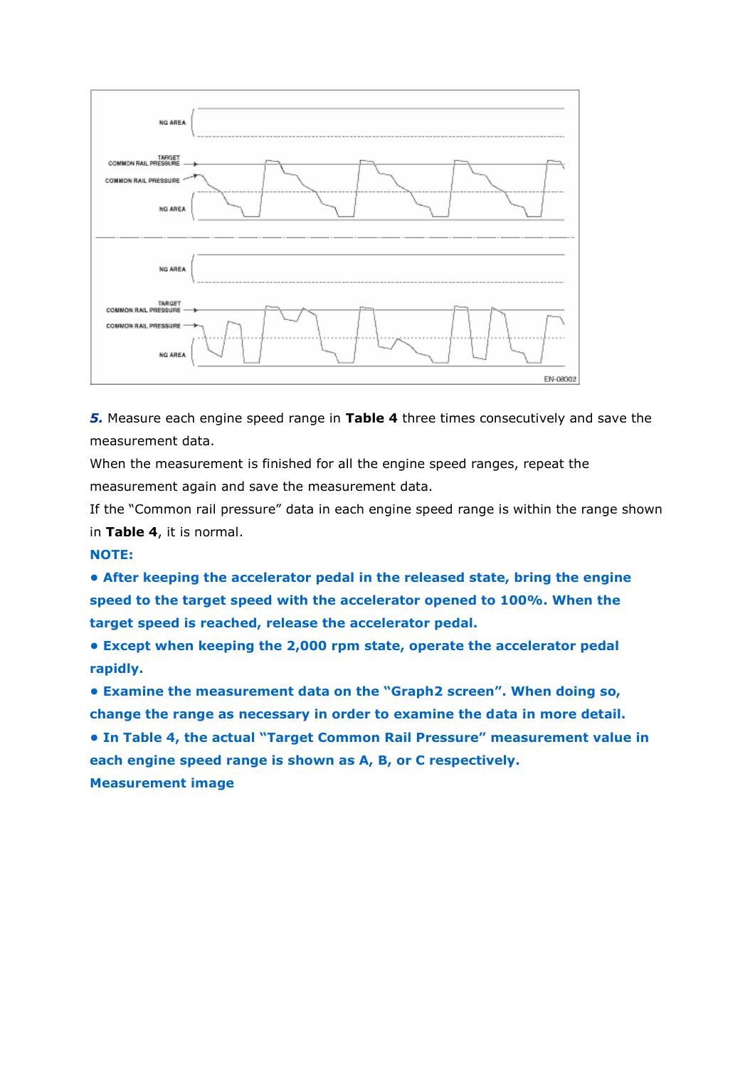***5.*** Measure each engine speed range in **Table 4** three times consecutively and save the measurement data.

When the measurement is finished for all the engine speed ranges, repeat the measurement again and save the measurement data.

If the "Common rail pressure" data in each engine speed range is within the range shown in **Table 4**, it is normal.

**NOTE:**

- **After keeping the accelerator pedal in the released state, bring the engine speed to the target speed with the accelerator opened to 100%. When the target speed is reached, release the accelerator pedal.**
- **Except when keeping the 2,000 rpm state, operate the accelerator pedal rapidly.**
- **Examine the measurement data on the "Graph2 screen". When doing so, change the range as necessary in order to examine the data in more detail.**
- **In Table 4, the actual "Target Common Rail Pressure" measurement value in each engine speed range is shown as A, B, or C respectively.**

**Measurement image**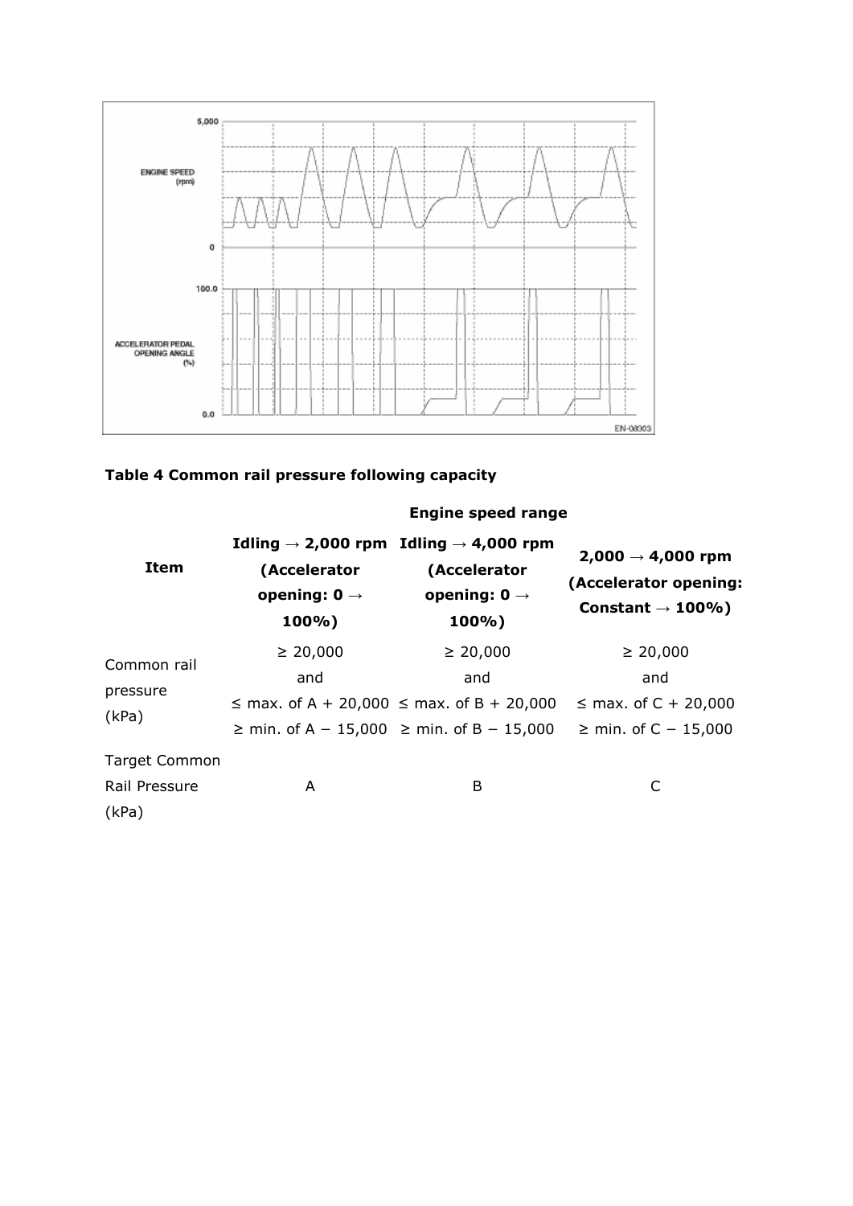**Table 4 Common rail pressure following capacity**

| Item | Engine speed range | | |
|---|---|---|---|
| | Idling → 2,000 rpm (Accelerator opening: 0 → 100%) | Idling → 4,000 rpm (Accelerator opening: 0 → 100%) | 2,000 → 4,000 rpm (Accelerator opening: Constant → 100%) |
| Common rail pressure (kPa) | ≥ 20,000 and ≤ max. of A + 20,000 ≥ min. of A − 15,000 | ≥ 20,000 and ≤ max. of B + 20,000 ≥ min. of B − 15,000 | ≥ 20,000 and ≤ max. of C + 20,000 ≥ min. of C − 15,000 |
| Target Common Rail Pressure (kPa) | A | B | C |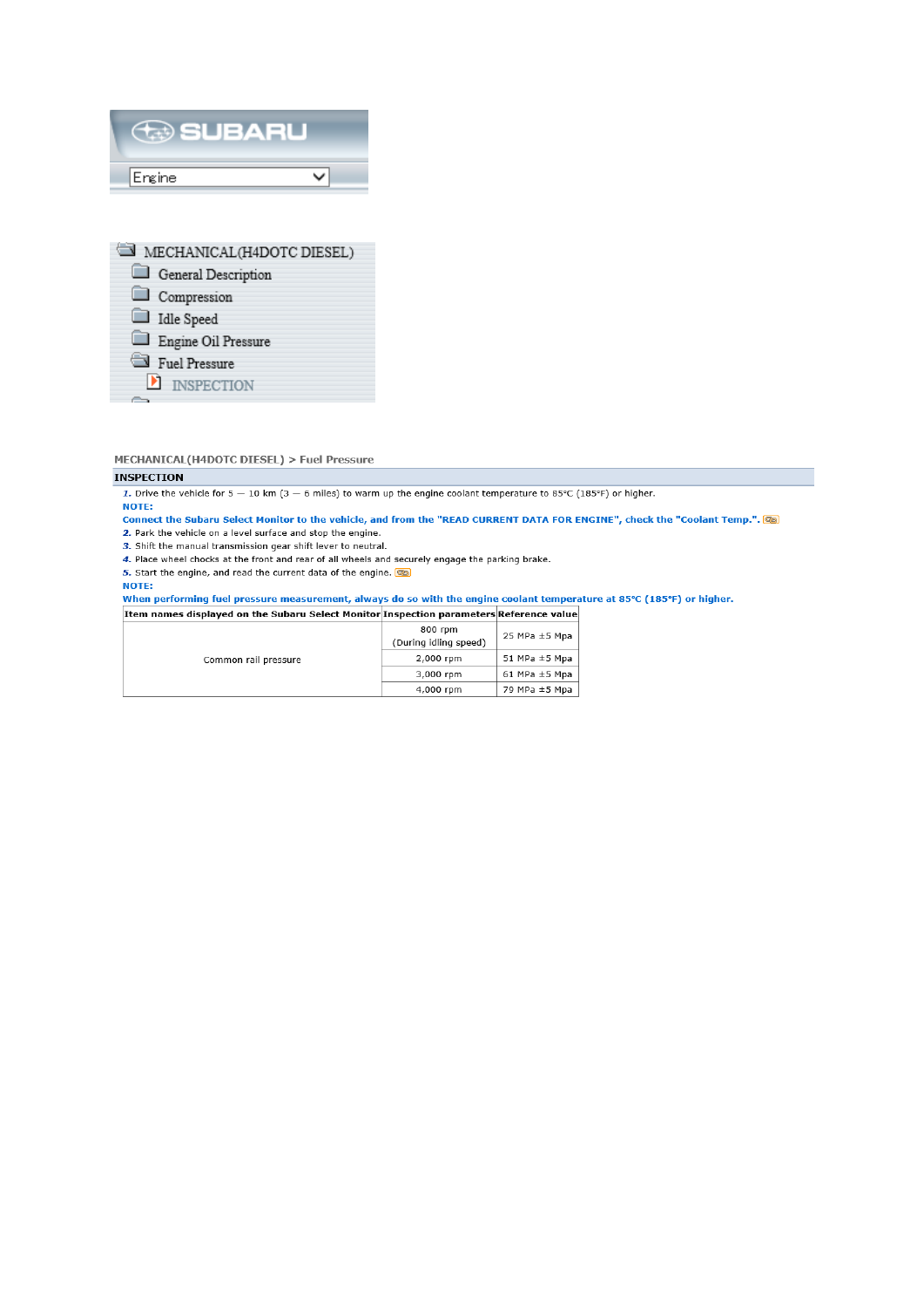SUBARU

Engine

MECHANICAL(H4DOTC DIESEL)

- General Description
- Compression
- Idle Speed
- Engine Oil Pressure
- Fuel Pressure
  - INSPECTION

MECHANICAL(H4DOTC DIESEL) > Fuel Pressure

## INSPECTION

1. Drive the vehicle for 5 — 10 km (3 — 6 miles) to warm up the engine coolant temperature to 85°C (185°F) or higher.

**NOTE:**

**Connect the Subaru Select Monitor to the vehicle, and from the "READ CURRENT DATA FOR ENGINE", check the "Coolant Temp.".**

2. Park the vehicle on a level surface and stop the engine.
3. Shift the manual transmission gear shift lever to neutral.
4. Place wheel chocks at the front and rear of all wheels and securely engage the parking brake.
5. Start the engine, and read the current data of the engine.

**NOTE:**

**When performing fuel pressure measurement, always do so with the engine coolant temperature at 85°C (185°F) or higher.**

| Item names displayed on the Subaru Select Monitor | Inspection parameters | Reference value |
|---|---|---|
| Common rail pressure | 800 rpm (During idling speed) | 25 MPa ±5 Mpa |
| | 2,000 rpm | 51 MPa ±5 Mpa |
| | 3,000 rpm | 61 MPa ±5 Mpa |
| | 4,000 rpm | 79 MPa ±5 Mpa |